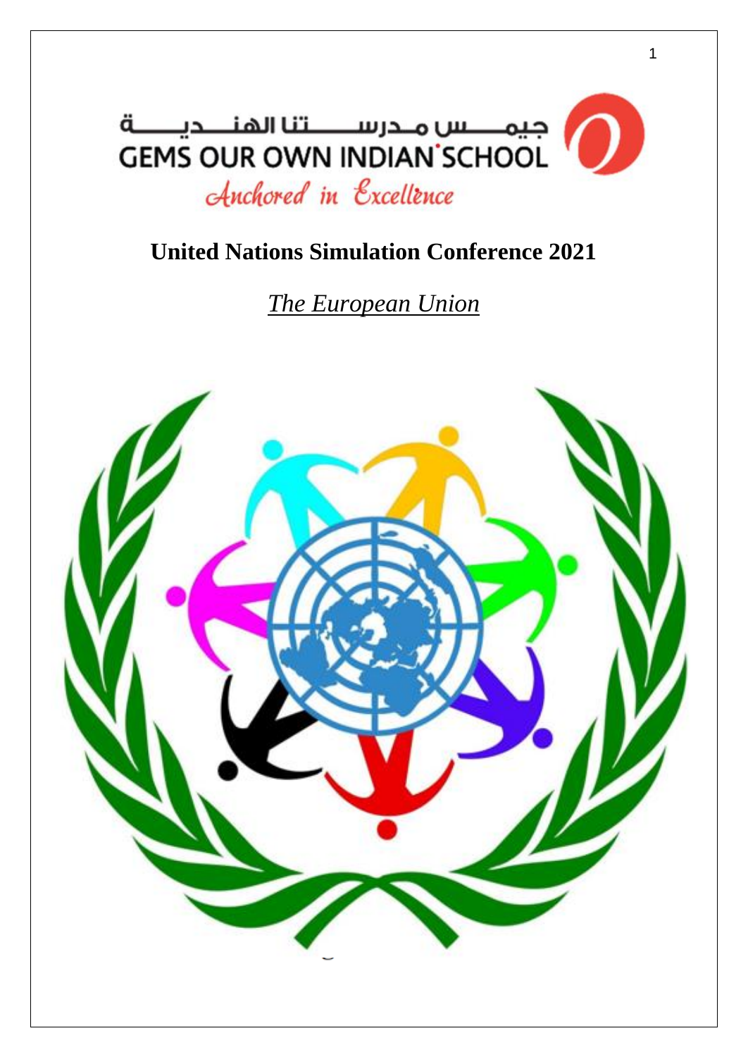جيمس مدرستنا الهندية
GEMS OUR OWN INDIAN SCHOOL
*Anchored in Excellence*

# United Nations Simulation Conference 2021

## *The European Union*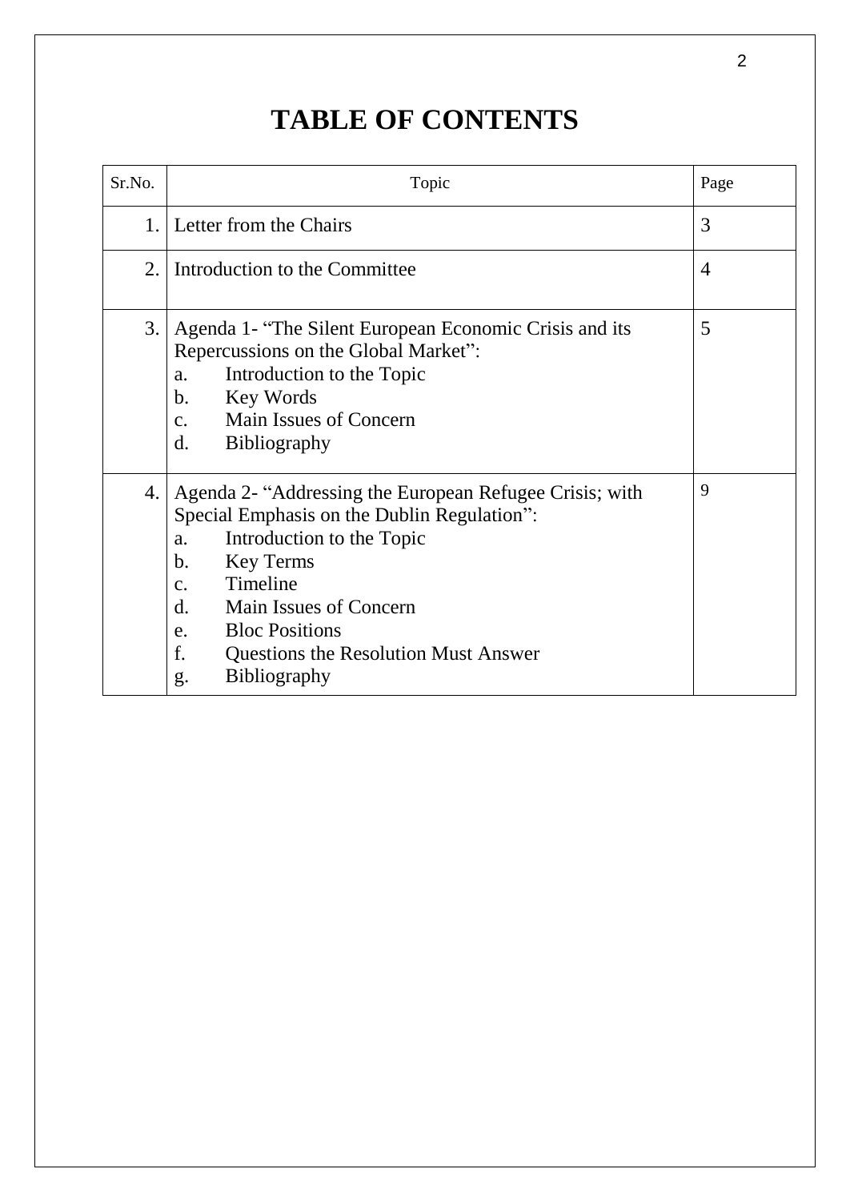# TABLE OF CONTENTS

| Sr.No. | Topic | Page |
|---|---|---|
| 1. | Letter from the Chairs | 3 |
| 2. | Introduction to the Committee | 4 |
| 3. | Agenda 1- "The Silent European Economic Crisis and its Repercussions on the Global Market":<br>a. Introduction to the Topic<br>b. Key Words<br>c. Main Issues of Concern<br>d. Bibliography | 5 |
| 4. | Agenda 2- "Addressing the European Refugee Crisis; with Special Emphasis on the Dublin Regulation":<br>a. Introduction to the Topic<br>b. Key Terms<br>c. Timeline<br>d. Main Issues of Concern<br>e. Bloc Positions<br>f. Questions the Resolution Must Answer<br>g. Bibliography | 9 |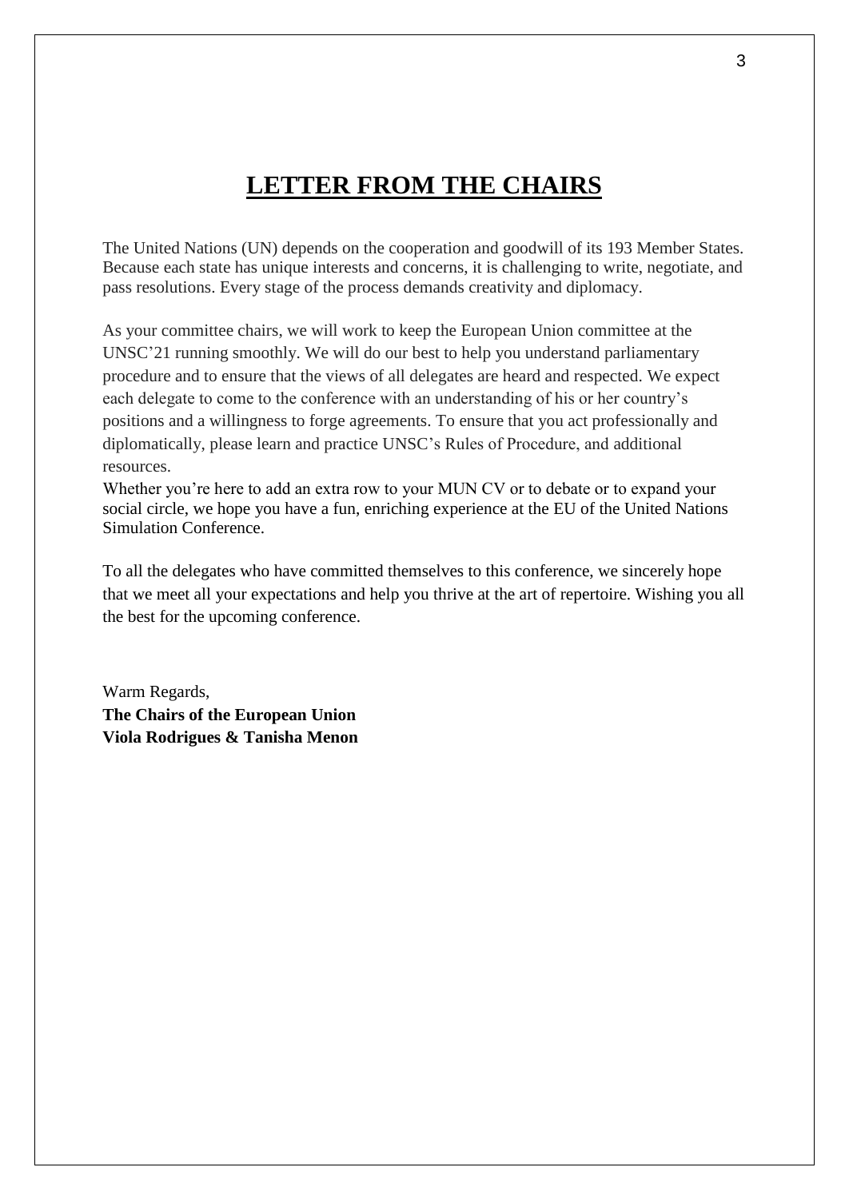# LETTER FROM THE CHAIRS

The United Nations (UN) depends on the cooperation and goodwill of its 193 Member States. Because each state has unique interests and concerns, it is challenging to write, negotiate, and pass resolutions. Every stage of the process demands creativity and diplomacy.

As your committee chairs, we will work to keep the European Union committee at the UNSC'21 running smoothly. We will do our best to help you understand parliamentary procedure and to ensure that the views of all delegates are heard and respected. We expect each delegate to come to the conference with an understanding of his or her country's positions and a willingness to forge agreements. To ensure that you act professionally and diplomatically, please learn and practice UNSC's Rules of Procedure, and additional resources.

Whether you're here to add an extra row to your MUN CV or to debate or to expand your social circle, we hope you have a fun, enriching experience at the EU of the United Nations Simulation Conference.

To all the delegates who have committed themselves to this conference, we sincerely hope that we meet all your expectations and help you thrive at the art of repertoire. Wishing you all the best for the upcoming conference.

Warm Regards,
**The Chairs of the European Union**
**Viola Rodrigues & Tanisha Menon**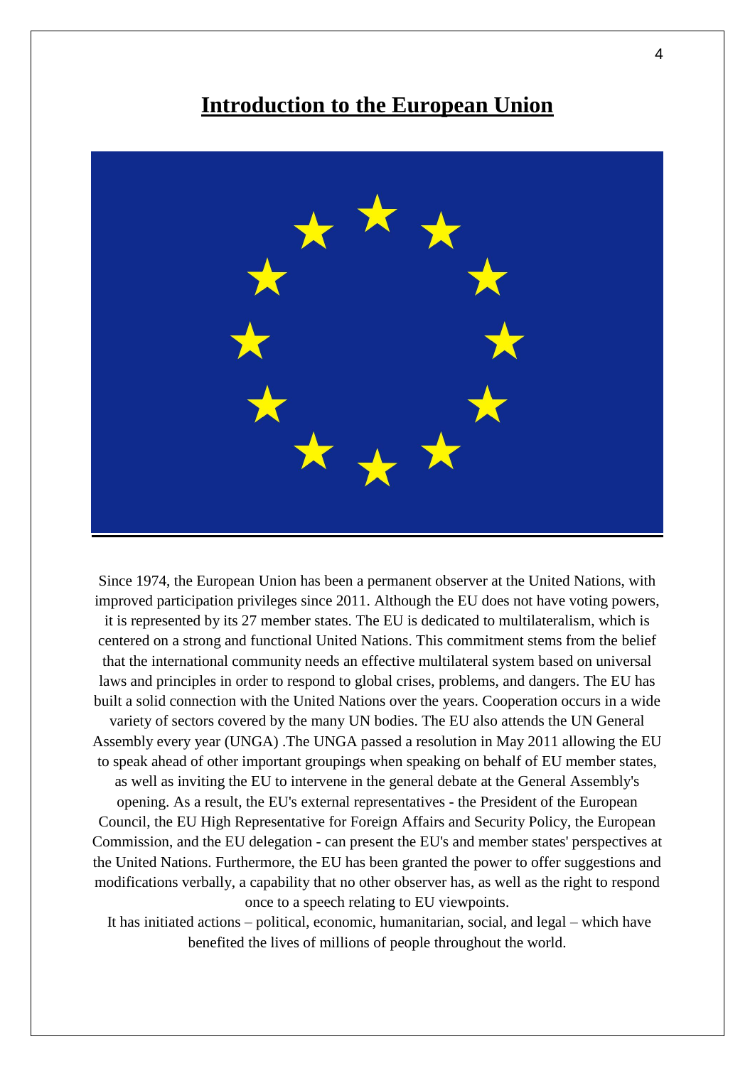# Introduction to the European Union

Since 1974, the European Union has been a permanent observer at the United Nations, with improved participation privileges since 2011. Although the EU does not have voting powers, it is represented by its 27 member states. The EU is dedicated to multilateralism, which is centered on a strong and functional United Nations. This commitment stems from the belief that the international community needs an effective multilateral system based on universal laws and principles in order to respond to global crises, problems, and dangers. The EU has built a solid connection with the United Nations over the years. Cooperation occurs in a wide variety of sectors covered by the many UN bodies. The EU also attends the UN General Assembly every year (UNGA) .The UNGA passed a resolution in May 2011 allowing the EU to speak ahead of other important groupings when speaking on behalf of EU member states, as well as inviting the EU to intervene in the general debate at the General Assembly's opening. As a result, the EU's external representatives - the President of the European Council, the EU High Representative for Foreign Affairs and Security Policy, the European Commission, and the EU delegation - can present the EU's and member states' perspectives at the United Nations. Furthermore, the EU has been granted the power to offer suggestions and modifications verbally, a capability that no other observer has, as well as the right to respond once to a speech relating to EU viewpoints.

It has initiated actions – political, economic, humanitarian, social, and legal – which have benefited the lives of millions of people throughout the world.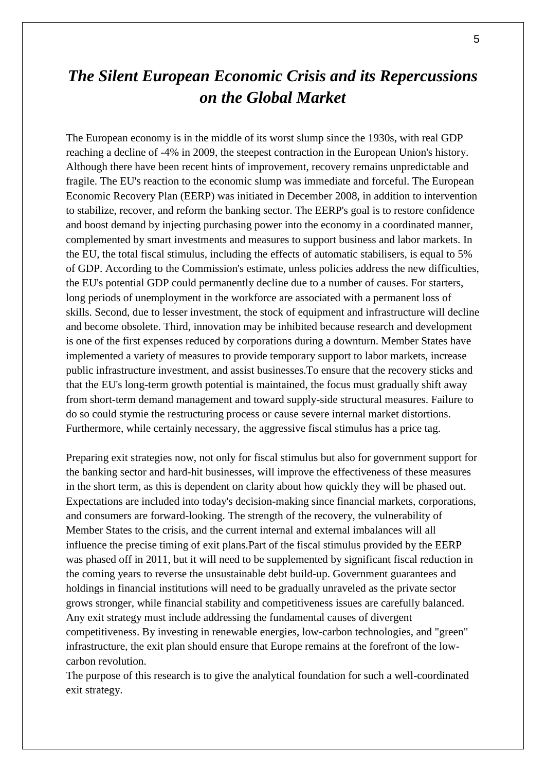# *The Silent European Economic Crisis and its Repercussions on the Global Market*

The European economy is in the middle of its worst slump since the 1930s, with real GDP reaching a decline of -4% in 2009, the steepest contraction in the European Union's history. Although there have been recent hints of improvement, recovery remains unpredictable and fragile. The EU's reaction to the economic slump was immediate and forceful. The European Economic Recovery Plan (EERP) was initiated in December 2008, in addition to intervention to stabilize, recover, and reform the banking sector. The EERP's goal is to restore confidence and boost demand by injecting purchasing power into the economy in a coordinated manner, complemented by smart investments and measures to support business and labor markets. In the EU, the total fiscal stimulus, including the effects of automatic stabilisers, is equal to 5% of GDP. According to the Commission's estimate, unless policies address the new difficulties, the EU's potential GDP could permanently decline due to a number of causes. For starters, long periods of unemployment in the workforce are associated with a permanent loss of skills. Second, due to lesser investment, the stock of equipment and infrastructure will decline and become obsolete. Third, innovation may be inhibited because research and development is one of the first expenses reduced by corporations during a downturn. Member States have implemented a variety of measures to provide temporary support to labor markets, increase public infrastructure investment, and assist businesses.To ensure that the recovery sticks and that the EU's long-term growth potential is maintained, the focus must gradually shift away from short-term demand management and toward supply-side structural measures. Failure to do so could stymie the restructuring process or cause severe internal market distortions. Furthermore, while certainly necessary, the aggressive fiscal stimulus has a price tag.

Preparing exit strategies now, not only for fiscal stimulus but also for government support for the banking sector and hard-hit businesses, will improve the effectiveness of these measures in the short term, as this is dependent on clarity about how quickly they will be phased out. Expectations are included into today's decision-making since financial markets, corporations, and consumers are forward-looking. The strength of the recovery, the vulnerability of Member States to the crisis, and the current internal and external imbalances will all influence the precise timing of exit plans.Part of the fiscal stimulus provided by the EERP was phased off in 2011, but it will need to be supplemented by significant fiscal reduction in the coming years to reverse the unsustainable debt build-up. Government guarantees and holdings in financial institutions will need to be gradually unraveled as the private sector grows stronger, while financial stability and competitiveness issues are carefully balanced. Any exit strategy must include addressing the fundamental causes of divergent competitiveness. By investing in renewable energies, low-carbon technologies, and "green" infrastructure, the exit plan should ensure that Europe remains at the forefront of the low-carbon revolution.

The purpose of this research is to give the analytical foundation for such a well-coordinated exit strategy.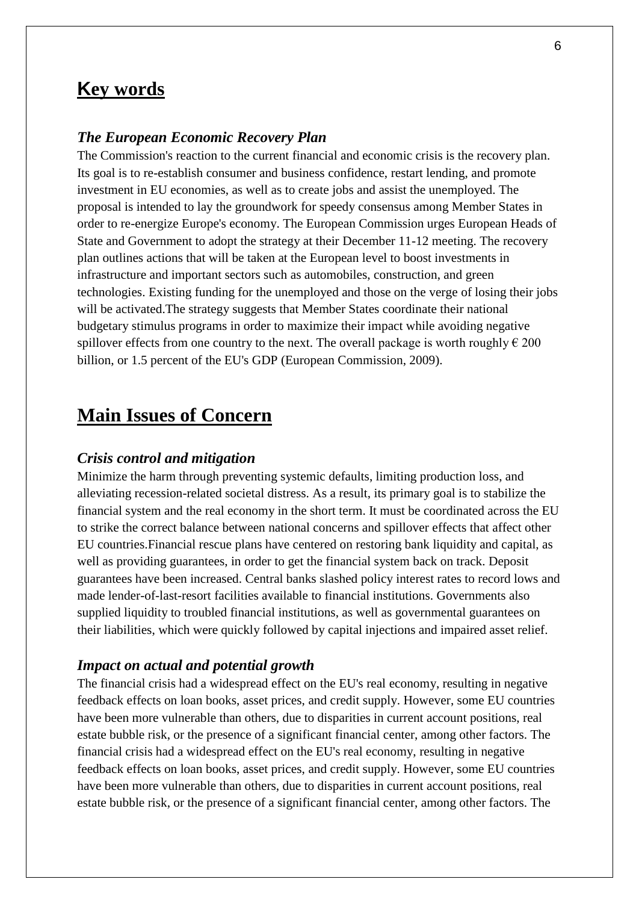## Key words

### *The European Economic Recovery Plan*

The Commission's reaction to the current financial and economic crisis is the recovery plan. Its goal is to re-establish consumer and business confidence, restart lending, and promote investment in EU economies, as well as to create jobs and assist the unemployed. The proposal is intended to lay the groundwork for speedy consensus among Member States in order to re-energize Europe's economy. The European Commission urges European Heads of State and Government to adopt the strategy at their December 11-12 meeting. The recovery plan outlines actions that will be taken at the European level to boost investments in infrastructure and important sectors such as automobiles, construction, and green technologies. Existing funding for the unemployed and those on the verge of losing their jobs will be activated.The strategy suggests that Member States coordinate their national budgetary stimulus programs in order to maximize their impact while avoiding negative spillover effects from one country to the next. The overall package is worth roughly € 200 billion, or 1.5 percent of the EU's GDP (European Commission, 2009).

## Main Issues of Concern

### *Crisis control and mitigation*

Minimize the harm through preventing systemic defaults, limiting production loss, and alleviating recession-related societal distress. As a result, its primary goal is to stabilize the financial system and the real economy in the short term. It must be coordinated across the EU to strike the correct balance between national concerns and spillover effects that affect other EU countries.Financial rescue plans have centered on restoring bank liquidity and capital, as well as providing guarantees, in order to get the financial system back on track. Deposit guarantees have been increased. Central banks slashed policy interest rates to record lows and made lender-of-last-resort facilities available to financial institutions. Governments also supplied liquidity to troubled financial institutions, as well as governmental guarantees on their liabilities, which were quickly followed by capital injections and impaired asset relief.

### *Impact on actual and potential growth*

The financial crisis had a widespread effect on the EU's real economy, resulting in negative feedback effects on loan books, asset prices, and credit supply. However, some EU countries have been more vulnerable than others, due to disparities in current account positions, real estate bubble risk, or the presence of a significant financial center, among other factors. The financial crisis had a widespread effect on the EU's real economy, resulting in negative feedback effects on loan books, asset prices, and credit supply. However, some EU countries have been more vulnerable than others, due to disparities in current account positions, real estate bubble risk, or the presence of a significant financial center, among other factors. The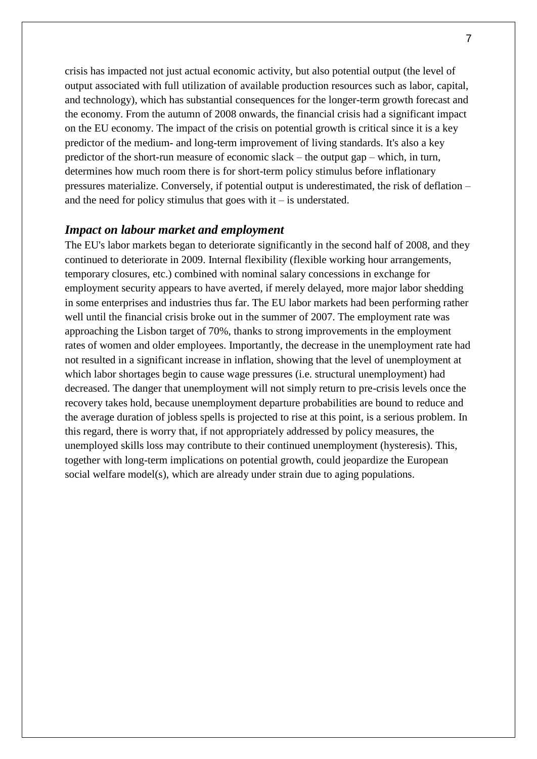crisis has impacted not just actual economic activity, but also potential output (the level of output associated with full utilization of available production resources such as labor, capital, and technology), which has substantial consequences for the longer-term growth forecast and the economy. From the autumn of 2008 onwards, the financial crisis had a significant impact on the EU economy. The impact of the crisis on potential growth is critical since it is a key predictor of the medium- and long-term improvement of living standards. It's also a key predictor of the short-run measure of economic slack – the output gap – which, in turn, determines how much room there is for short-term policy stimulus before inflationary pressures materialize. Conversely, if potential output is underestimated, the risk of deflation – and the need for policy stimulus that goes with it – is understated.

### *Impact on labour market and employment*

The EU's labor markets began to deteriorate significantly in the second half of 2008, and they continued to deteriorate in 2009. Internal flexibility (flexible working hour arrangements, temporary closures, etc.) combined with nominal salary concessions in exchange for employment security appears to have averted, if merely delayed, more major labor shedding in some enterprises and industries thus far. The EU labor markets had been performing rather well until the financial crisis broke out in the summer of 2007. The employment rate was approaching the Lisbon target of 70%, thanks to strong improvements in the employment rates of women and older employees. Importantly, the decrease in the unemployment rate had not resulted in a significant increase in inflation, showing that the level of unemployment at which labor shortages begin to cause wage pressures (i.e. structural unemployment) had decreased. The danger that unemployment will not simply return to pre-crisis levels once the recovery takes hold, because unemployment departure probabilities are bound to reduce and the average duration of jobless spells is projected to rise at this point, is a serious problem. In this regard, there is worry that, if not appropriately addressed by policy measures, the unemployed skills loss may contribute to their continued unemployment (hysteresis). This, together with long-term implications on potential growth, could jeopardize the European social welfare model(s), which are already under strain due to aging populations.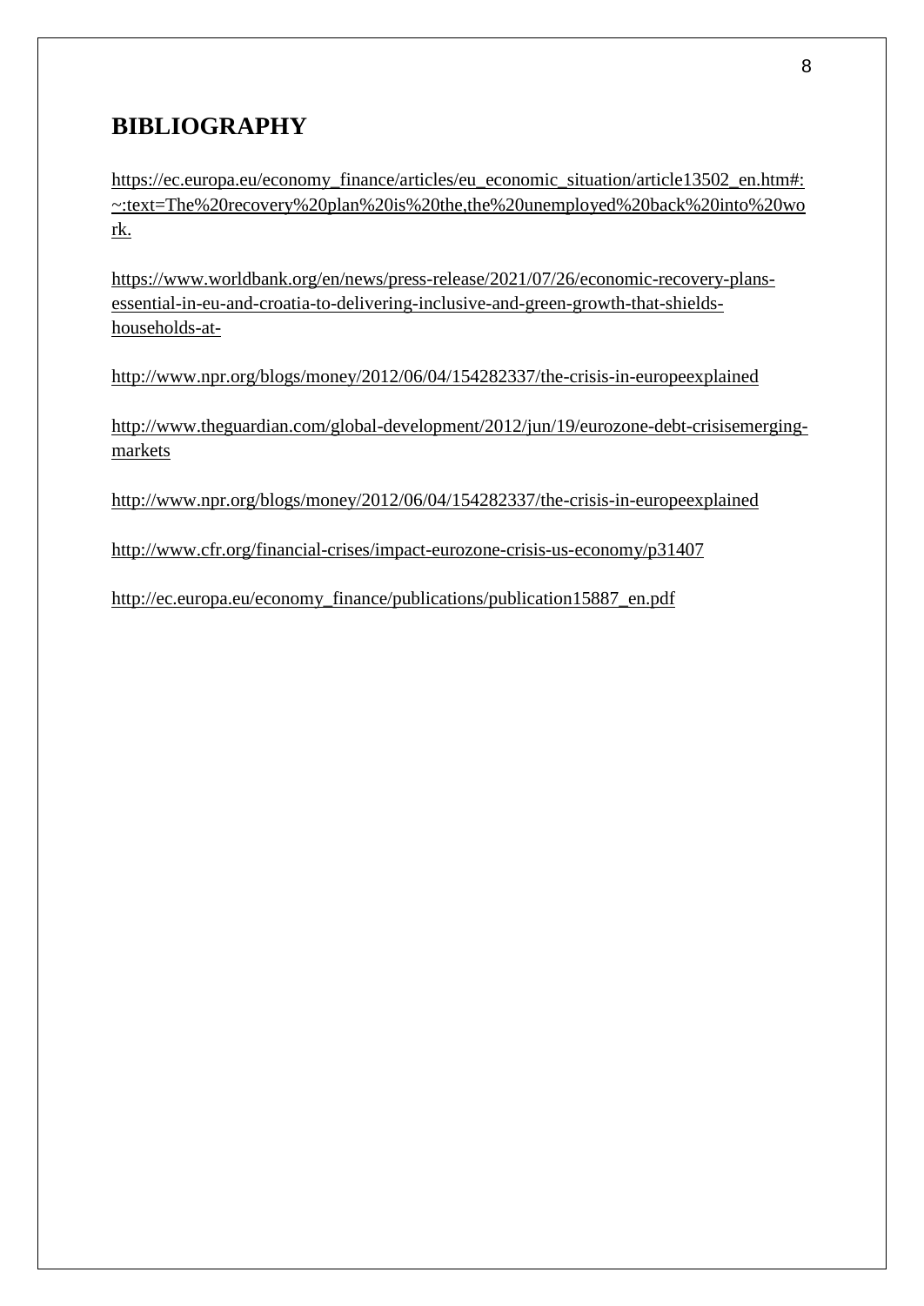## BIBLIOGRAPHY

https://ec.europa.eu/economy_finance/articles/eu_economic_situation/article13502_en.htm#:~:text=The%20recovery%20plan%20is%20the,the%20unemployed%20back%20into%20work.

https://www.worldbank.org/en/news/press-release/2021/07/26/economic-recovery-plans-essential-in-eu-and-croatia-to-delivering-inclusive-and-green-growth-that-shields-households-at-

http://www.npr.org/blogs/money/2012/06/04/154282337/the-crisis-in-europeexplained

http://www.theguardian.com/global-development/2012/jun/19/eurozone-debt-crisisemerging-markets

http://www.npr.org/blogs/money/2012/06/04/154282337/the-crisis-in-europeexplained

http://www.cfr.org/financial-crises/impact-eurozone-crisis-us-economy/p31407

http://ec.europa.eu/economy_finance/publications/publication15887_en.pdf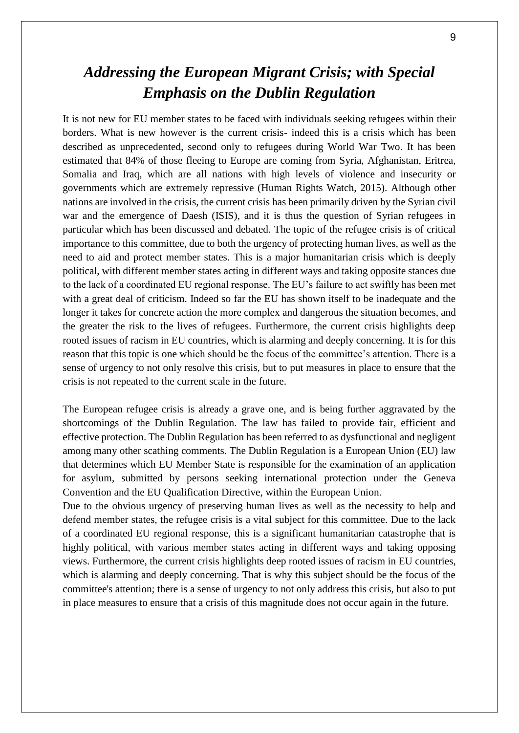# *Addressing the European Migrant Crisis; with Special Emphasis on the Dublin Regulation*

It is not new for EU member states to be faced with individuals seeking refugees within their borders. What is new however is the current crisis- indeed this is a crisis which has been described as unprecedented, second only to refugees during World War Two. It has been estimated that 84% of those fleeing to Europe are coming from Syria, Afghanistan, Eritrea, Somalia and Iraq, which are all nations with high levels of violence and insecurity or governments which are extremely repressive (Human Rights Watch, 2015). Although other nations are involved in the crisis, the current crisis has been primarily driven by the Syrian civil war and the emergence of Daesh (ISIS), and it is thus the question of Syrian refugees in particular which has been discussed and debated. The topic of the refugee crisis is of critical importance to this committee, due to both the urgency of protecting human lives, as well as the need to aid and protect member states. This is a major humanitarian crisis which is deeply political, with different member states acting in different ways and taking opposite stances due to the lack of a coordinated EU regional response. The EU's failure to act swiftly has been met with a great deal of criticism. Indeed so far the EU has shown itself to be inadequate and the longer it takes for concrete action the more complex and dangerous the situation becomes, and the greater the risk to the lives of refugees. Furthermore, the current crisis highlights deep rooted issues of racism in EU countries, which is alarming and deeply concerning. It is for this reason that this topic is one which should be the focus of the committee's attention. There is a sense of urgency to not only resolve this crisis, but to put measures in place to ensure that the crisis is not repeated to the current scale in the future.

The European refugee crisis is already a grave one, and is being further aggravated by the shortcomings of the Dublin Regulation. The law has failed to provide fair, efficient and effective protection. The Dublin Regulation has been referred to as dysfunctional and negligent among many other scathing comments. The Dublin Regulation is a European Union (EU) law that determines which EU Member State is responsible for the examination of an application for asylum, submitted by persons seeking international protection under the Geneva Convention and the EU Qualification Directive, within the European Union.

Due to the obvious urgency of preserving human lives as well as the necessity to help and defend member states, the refugee crisis is a vital subject for this committee. Due to the lack of a coordinated EU regional response, this is a significant humanitarian catastrophe that is highly political, with various member states acting in different ways and taking opposing views. Furthermore, the current crisis highlights deep rooted issues of racism in EU countries, which is alarming and deeply concerning. That is why this subject should be the focus of the committee's attention; there is a sense of urgency to not only address this crisis, but also to put in place measures to ensure that a crisis of this magnitude does not occur again in the future.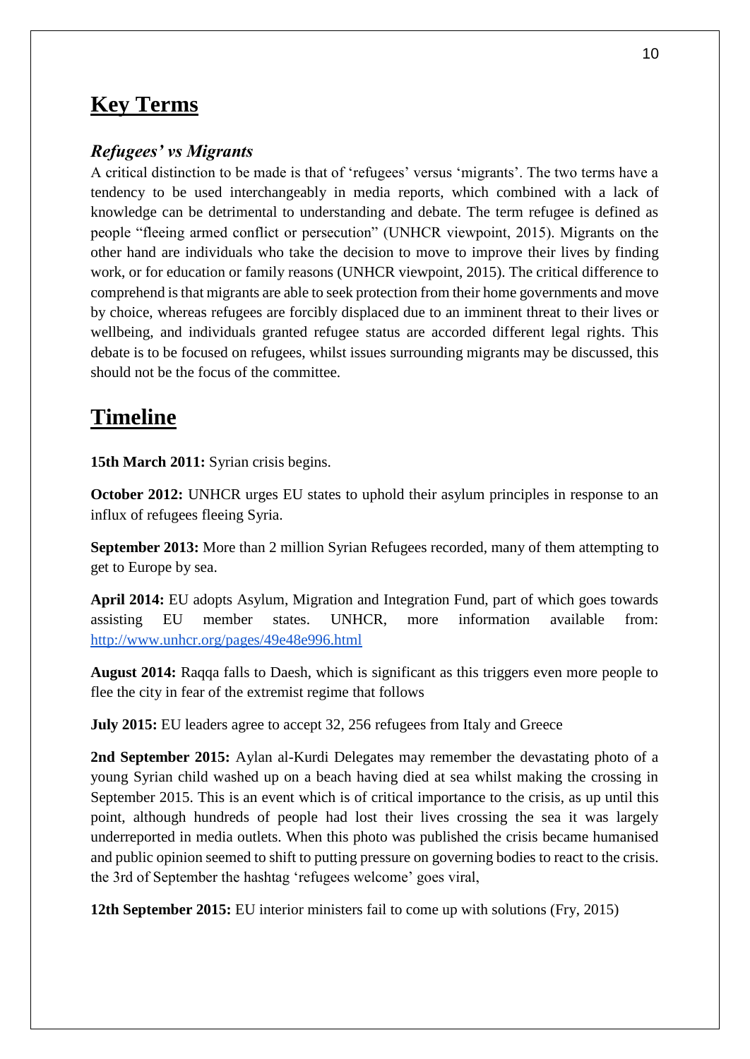# Key Terms

### *Refugees' vs Migrants*

A critical distinction to be made is that of 'refugees' versus 'migrants'. The two terms have a tendency to be used interchangeably in media reports, which combined with a lack of knowledge can be detrimental to understanding and debate. The term refugee is defined as people "fleeing armed conflict or persecution" (UNHCR viewpoint, 2015). Migrants on the other hand are individuals who take the decision to move to improve their lives by finding work, or for education or family reasons (UNHCR viewpoint, 2015). The critical difference to comprehend is that migrants are able to seek protection from their home governments and move by choice, whereas refugees are forcibly displaced due to an imminent threat to their lives or wellbeing, and individuals granted refugee status are accorded different legal rights. This debate is to be focused on refugees, whilst issues surrounding migrants may be discussed, this should not be the focus of the committee.

# Timeline

**15th March 2011:** Syrian crisis begins.

**October 2012:** UNHCR urges EU states to uphold their asylum principles in response to an influx of refugees fleeing Syria.

**September 2013:** More than 2 million Syrian Refugees recorded, many of them attempting to get to Europe by sea.

**April 2014:** EU adopts Asylum, Migration and Integration Fund, part of which goes towards assisting EU member states. UNHCR, more information available from: http://www.unhcr.org/pages/49e48e996.html

**August 2014:** Raqqa falls to Daesh, which is significant as this triggers even more people to flee the city in fear of the extremist regime that follows

**July 2015:** EU leaders agree to accept 32, 256 refugees from Italy and Greece

**2nd September 2015:** Aylan al-Kurdi Delegates may remember the devastating photo of a young Syrian child washed up on a beach having died at sea whilst making the crossing in September 2015. This is an event which is of critical importance to the crisis, as up until this point, although hundreds of people had lost their lives crossing the sea it was largely underreported in media outlets. When this photo was published the crisis became humanised and public opinion seemed to shift to putting pressure on governing bodies to react to the crisis. the 3rd of September the hashtag 'refugees welcome' goes viral,

**12th September 2015:** EU interior ministers fail to come up with solutions (Fry, 2015)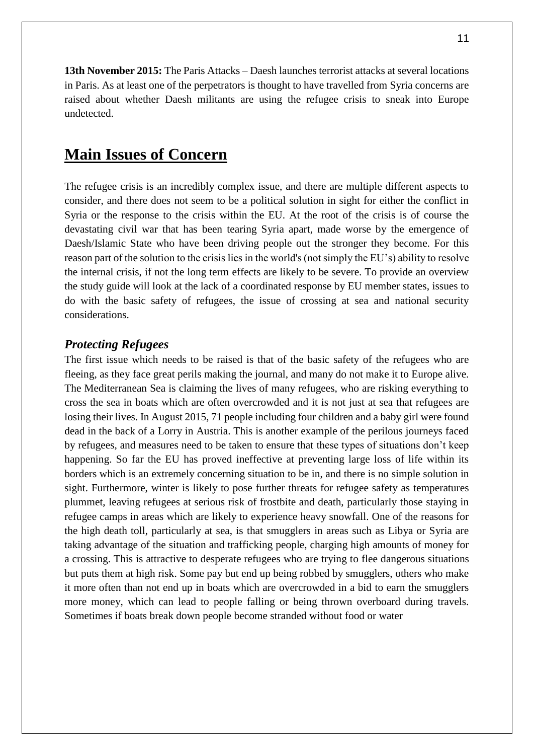**13th November 2015:** The Paris Attacks – Daesh launches terrorist attacks at several locations in Paris. As at least one of the perpetrators is thought to have travelled from Syria concerns are raised about whether Daesh militants are using the refugee crisis to sneak into Europe undetected.

# Main Issues of Concern

The refugee crisis is an incredibly complex issue, and there are multiple different aspects to consider, and there does not seem to be a political solution in sight for either the conflict in Syria or the response to the crisis within the EU. At the root of the crisis is of course the devastating civil war that has been tearing Syria apart, made worse by the emergence of Daesh/Islamic State who have been driving people out the stronger they become. For this reason part of the solution to the crisis lies in the world's (not simply the EU's) ability to resolve the internal crisis, if not the long term effects are likely to be severe. To provide an overview the study guide will look at the lack of a coordinated response by EU member states, issues to do with the basic safety of refugees, the issue of crossing at sea and national security considerations.

### *Protecting Refugees*

The first issue which needs to be raised is that of the basic safety of the refugees who are fleeing, as they face great perils making the journal, and many do not make it to Europe alive. The Mediterranean Sea is claiming the lives of many refugees, who are risking everything to cross the sea in boats which are often overcrowded and it is not just at sea that refugees are losing their lives. In August 2015, 71 people including four children and a baby girl were found dead in the back of a Lorry in Austria. This is another example of the perilous journeys faced by refugees, and measures need to be taken to ensure that these types of situations don't keep happening. So far the EU has proved ineffective at preventing large loss of life within its borders which is an extremely concerning situation to be in, and there is no simple solution in sight. Furthermore, winter is likely to pose further threats for refugee safety as temperatures plummet, leaving refugees at serious risk of frostbite and death, particularly those staying in refugee camps in areas which are likely to experience heavy snowfall. One of the reasons for the high death toll, particularly at sea, is that smugglers in areas such as Libya or Syria are taking advantage of the situation and trafficking people, charging high amounts of money for a crossing. This is attractive to desperate refugees who are trying to flee dangerous situations but puts them at high risk. Some pay but end up being robbed by smugglers, others who make it more often than not end up in boats which are overcrowded in a bid to earn the smugglers more money, which can lead to people falling or being thrown overboard during travels. Sometimes if boats break down people become stranded without food or water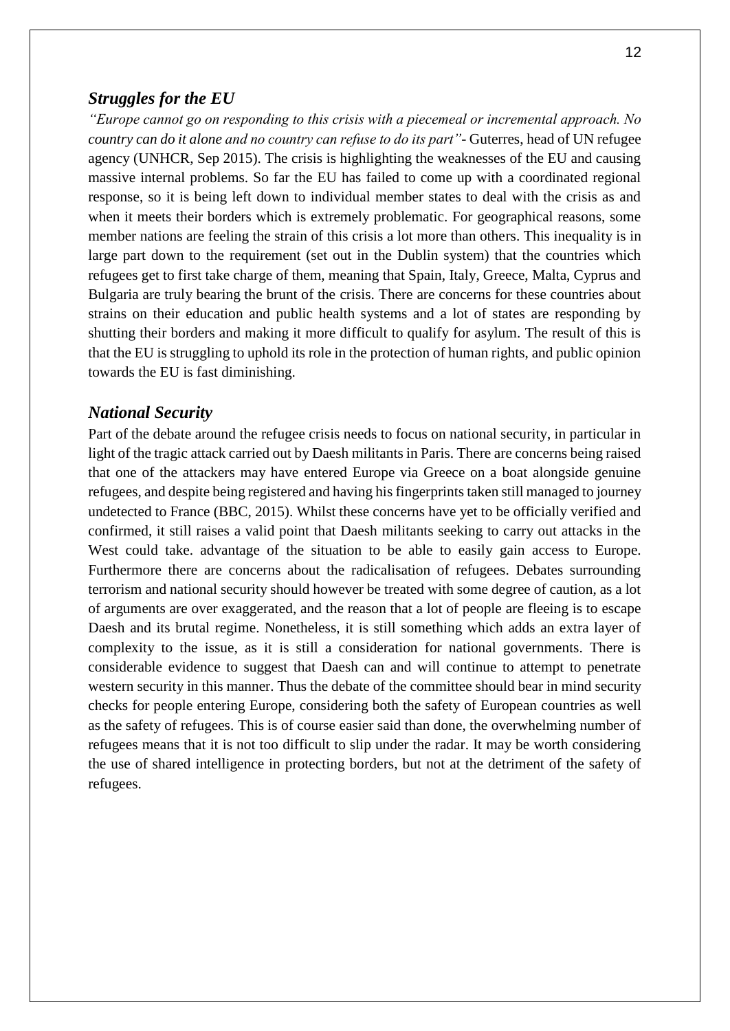### *Struggles for the EU*

*"Europe cannot go on responding to this crisis with a piecemeal or incremental approach. No country can do it alone and no country can refuse to do its part"*- Guterres, head of UN refugee agency (UNHCR, Sep 2015). The crisis is highlighting the weaknesses of the EU and causing massive internal problems. So far the EU has failed to come up with a coordinated regional response, so it is being left down to individual member states to deal with the crisis as and when it meets their borders which is extremely problematic. For geographical reasons, some member nations are feeling the strain of this crisis a lot more than others. This inequality is in large part down to the requirement (set out in the Dublin system) that the countries which refugees get to first take charge of them, meaning that Spain, Italy, Greece, Malta, Cyprus and Bulgaria are truly bearing the brunt of the crisis. There are concerns for these countries about strains on their education and public health systems and a lot of states are responding by shutting their borders and making it more difficult to qualify for asylum. The result of this is that the EU is struggling to uphold its role in the protection of human rights, and public opinion towards the EU is fast diminishing.

### *National Security*

Part of the debate around the refugee crisis needs to focus on national security, in particular in light of the tragic attack carried out by Daesh militants in Paris. There are concerns being raised that one of the attackers may have entered Europe via Greece on a boat alongside genuine refugees, and despite being registered and having his fingerprints taken still managed to journey undetected to France (BBC, 2015). Whilst these concerns have yet to be officially verified and confirmed, it still raises a valid point that Daesh militants seeking to carry out attacks in the West could take. advantage of the situation to be able to easily gain access to Europe. Furthermore there are concerns about the radicalisation of refugees. Debates surrounding terrorism and national security should however be treated with some degree of caution, as a lot of arguments are over exaggerated, and the reason that a lot of people are fleeing is to escape Daesh and its brutal regime. Nonetheless, it is still something which adds an extra layer of complexity to the issue, as it is still a consideration for national governments. There is considerable evidence to suggest that Daesh can and will continue to attempt to penetrate western security in this manner. Thus the debate of the committee should bear in mind security checks for people entering Europe, considering both the safety of European countries as well as the safety of refugees. This is of course easier said than done, the overwhelming number of refugees means that it is not too difficult to slip under the radar. It may be worth considering the use of shared intelligence in protecting borders, but not at the detriment of the safety of refugees.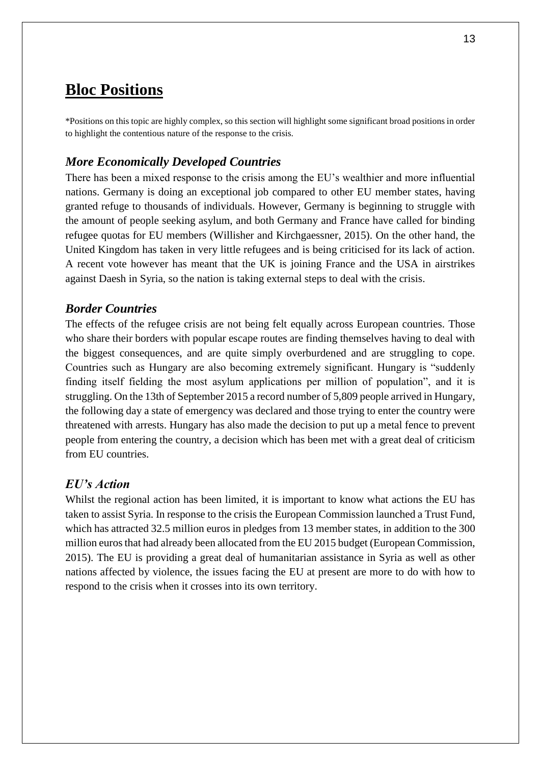# Bloc Positions

*Positions on this topic are highly complex, so this section will highlight some significant broad positions in order to highlight the contentious nature of the response to the crisis.

## *More Economically Developed Countries*

There has been a mixed response to the crisis among the EU's wealthier and more influential nations. Germany is doing an exceptional job compared to other EU member states, having granted refuge to thousands of individuals. However, Germany is beginning to struggle with the amount of people seeking asylum, and both Germany and France have called for binding refugee quotas for EU members (Willisher and Kirchgaessner, 2015). On the other hand, the United Kingdom has taken in very little refugees and is being criticised for its lack of action. A recent vote however has meant that the UK is joining France and the USA in airstrikes against Daesh in Syria, so the nation is taking external steps to deal with the crisis.

## *Border Countries*

The effects of the refugee crisis are not being felt equally across European countries. Those who share their borders with popular escape routes are finding themselves having to deal with the biggest consequences, and are quite simply overburdened and are struggling to cope. Countries such as Hungary are also becoming extremely significant. Hungary is "suddenly finding itself fielding the most asylum applications per million of population", and it is struggling. On the 13th of September 2015 a record number of 5,809 people arrived in Hungary, the following day a state of emergency was declared and those trying to enter the country were threatened with arrests. Hungary has also made the decision to put up a metal fence to prevent people from entering the country, a decision which has been met with a great deal of criticism from EU countries.

## *EU's Action*

Whilst the regional action has been limited, it is important to know what actions the EU has taken to assist Syria. In response to the crisis the European Commission launched a Trust Fund, which has attracted 32.5 million euros in pledges from 13 member states, in addition to the 300 million euros that had already been allocated from the EU 2015 budget (European Commission, 2015). The EU is providing a great deal of humanitarian assistance in Syria as well as other nations affected by violence, the issues facing the EU at present are more to do with how to respond to the crisis when it crosses into its own territory.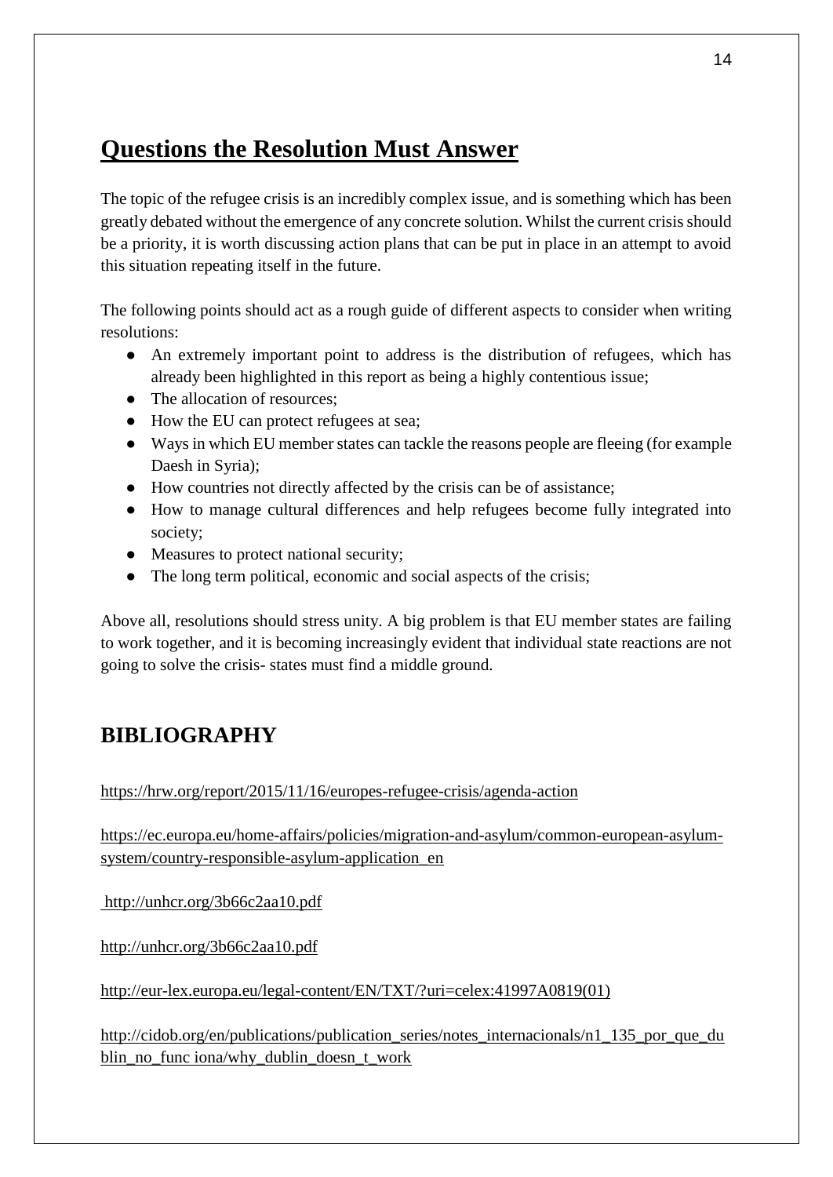## Questions the Resolution Must Answer

The topic of the refugee crisis is an incredibly complex issue, and is something which has been greatly debated without the emergence of any concrete solution. Whilst the current crisis should be a priority, it is worth discussing action plans that can be put in place in an attempt to avoid this situation repeating itself in the future.

The following points should act as a rough guide of different aspects to consider when writing resolutions:

- An extremely important point to address is the distribution of refugees, which has already been highlighted in this report as being a highly contentious issue;
- The allocation of resources;
- How the EU can protect refugees at sea;
- Ways in which EU member states can tackle the reasons people are fleeing (for example Daesh in Syria);
- How countries not directly affected by the crisis can be of assistance;
- How to manage cultural differences and help refugees become fully integrated into society;
- Measures to protect national security;
- The long term political, economic and social aspects of the crisis;

Above all, resolutions should stress unity. A big problem is that EU member states are failing to work together, and it is becoming increasingly evident that individual state reactions are not going to solve the crisis- states must find a middle ground.

## BIBLIOGRAPHY

https://hrw.org/report/2015/11/16/europes-refugee-crisis/agenda-action

https://ec.europa.eu/home-affairs/policies/migration-and-asylum/common-european-asylum-system/country-responsible-asylum-application_en

http://unhcr.org/3b66c2aa10.pdf

http://unhcr.org/3b66c2aa10.pdf

http://eur-lex.europa.eu/legal-content/EN/TXT/?uri=celex:41997A0819(01)

http://cidob.org/en/publications/publication_series/notes_internacionals/n1_135_por_que_dublin_no_func iona/why_dublin_doesn_t_work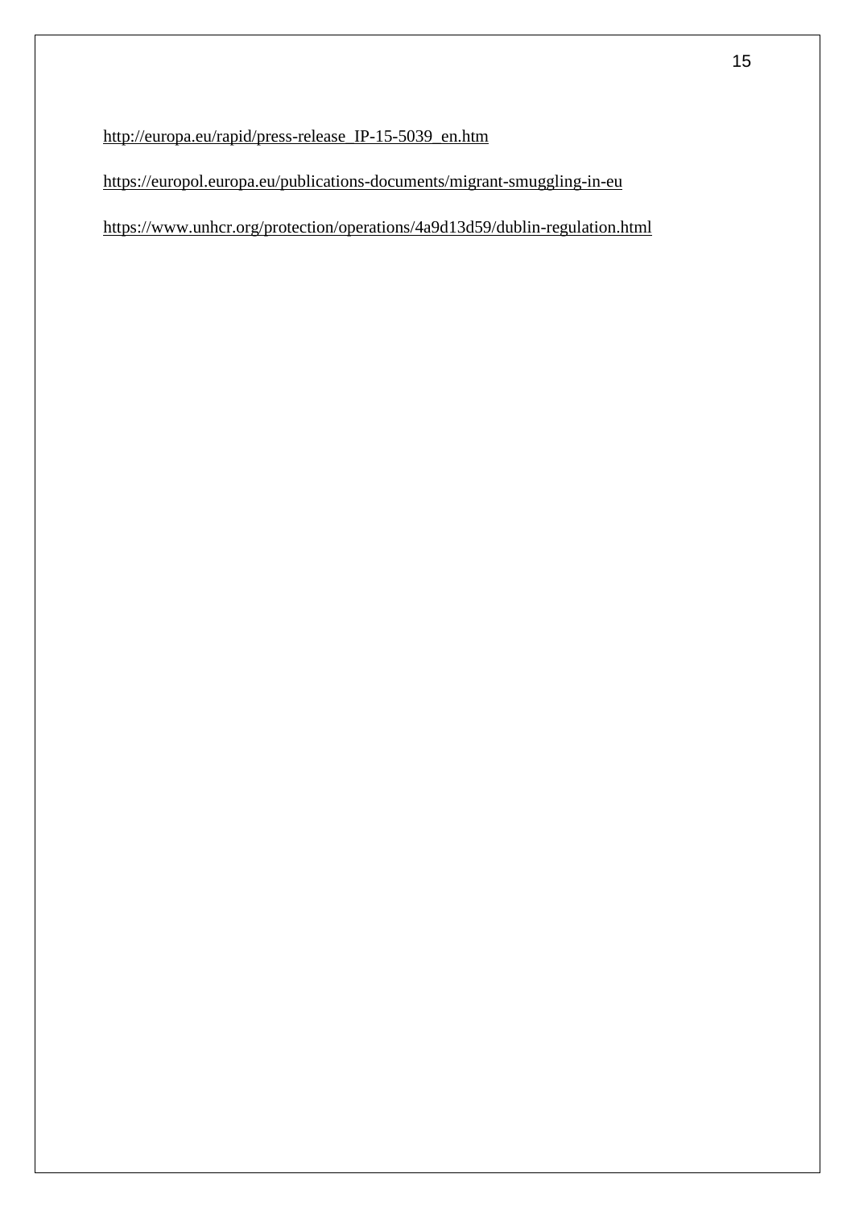http://europa.eu/rapid/press-release_IP-15-5039_en.htm

https://europol.europa.eu/publications-documents/migrant-smuggling-in-eu

https://www.unhcr.org/protection/operations/4a9d13d59/dublin-regulation.html